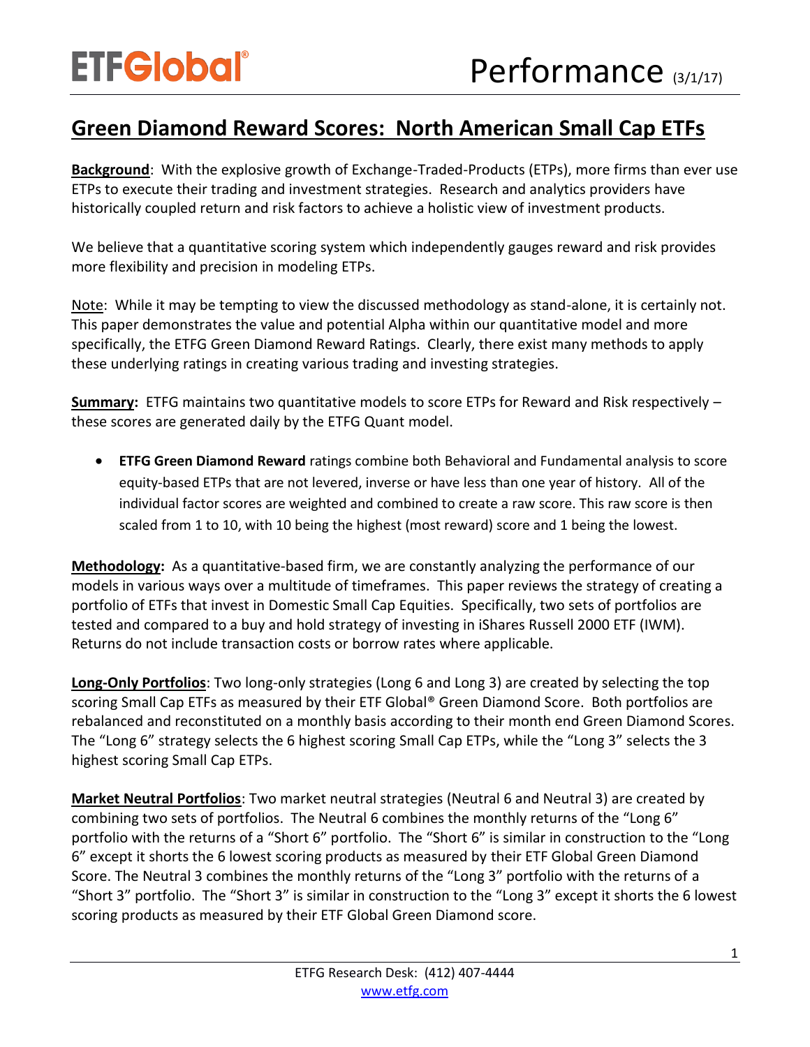ETFGlobal®

Performance (3/1/17)

# Green Diamond Reward Scores: North American Small Cap ETFs

**Background**: With the explosive growth of Exchange-Traded-Products (ETPs), more firms than ever use ETPs to execute their trading and investment strategies. Research and analytics providers have historically coupled return and risk factors to achieve a holistic view of investment products.

We believe that a quantitative scoring system which independently gauges reward and risk provides more flexibility and precision in modeling ETPs.

Note: While it may be tempting to view the discussed methodology as stand-alone, it is certainly not. This paper demonstrates the value and potential Alpha within our quantitative model and more specifically, the ETFG Green Diamond Reward Ratings. Clearly, there exist many methods to apply these underlying ratings in creating various trading and investing strategies.

**Summary:** ETFG maintains two quantitative models to score ETPs for Reward and Risk respectively – these scores are generated daily by the ETFG Quant model.

- **ETFG Green Diamond Reward** ratings combine both Behavioral and Fundamental analysis to score equity-based ETPs that are not levered, inverse or have less than one year of history. All of the individual factor scores are weighted and combined to create a raw score. This raw score is then scaled from 1 to 10, with 10 being the highest (most reward) score and 1 being the lowest.

**Methodology:** As a quantitative-based firm, we are constantly analyzing the performance of our models in various ways over a multitude of timeframes. This paper reviews the strategy of creating a portfolio of ETFs that invest in Domestic Small Cap Equities. Specifically, two sets of portfolios are tested and compared to a buy and hold strategy of investing in iShares Russell 2000 ETF (IWM). Returns do not include transaction costs or borrow rates where applicable.

**Long-Only Portfolios**: Two long-only strategies (Long 6 and Long 3) are created by selecting the top scoring Small Cap ETFs as measured by their ETF Global® Green Diamond Score. Both portfolios are rebalanced and reconstituted on a monthly basis according to their month end Green Diamond Scores. The "Long 6" strategy selects the 6 highest scoring Small Cap ETPs, while the "Long 3" selects the 3 highest scoring Small Cap ETPs.

**Market Neutral Portfolios**: Two market neutral strategies (Neutral 6 and Neutral 3) are created by combining two sets of portfolios. The Neutral 6 combines the monthly returns of the "Long 6" portfolio with the returns of a "Short 6" portfolio. The "Short 6" is similar in construction to the "Long 6" except it shorts the 6 lowest scoring products as measured by their ETF Global Green Diamond Score. The Neutral 3 combines the monthly returns of the "Long 3" portfolio with the returns of a "Short 3" portfolio. The "Short 3" is similar in construction to the "Long 3" except it shorts the 6 lowest scoring products as measured by their ETF Global Green Diamond score.

ETFG Research Desk: (412) 407-4444
www.etfg.com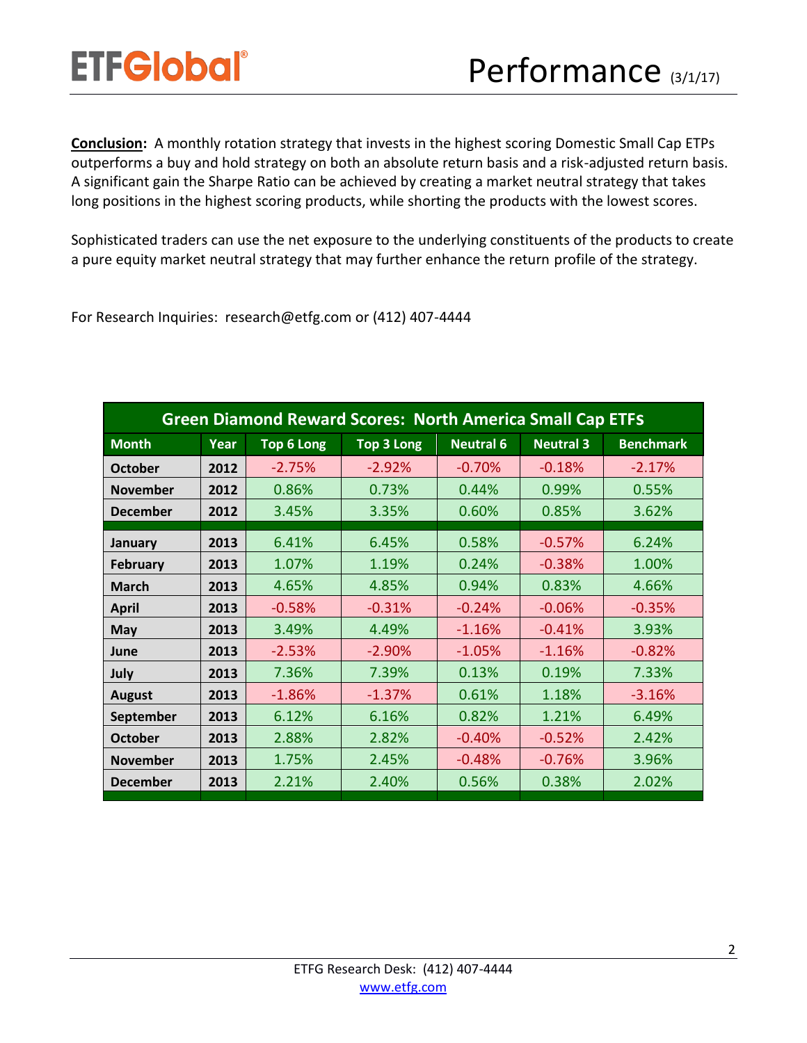**Conclusion:** A monthly rotation strategy that invests in the highest scoring Domestic Small Cap ETPs outperforms a buy and hold strategy on both an absolute return basis and a risk-adjusted return basis. A significant gain the Sharpe Ratio can be achieved by creating a market neutral strategy that takes long positions in the highest scoring products, while shorting the products with the lowest scores.

Sophisticated traders can use the net exposure to the underlying constituents of the products to create a pure equity market neutral strategy that may further enhance the return profile of the strategy.

For Research Inquiries: research@etfg.com or (412) 407-4444

| Green Diamond Reward Scores: North America Small Cap ETFs | | | | | | |
|---|---|---|---|---|---|---|
| **Month** | **Year** | **Top 6 Long** | **Top 3 Long** | **Neutral 6** | **Neutral 3** | **Benchmark** |
| **October** | **2012** | -2.75% | -2.92% | -0.70% | -0.18% | -2.17% |
| **November** | **2012** | 0.86% | 0.73% | 0.44% | 0.99% | 0.55% |
| **December** | **2012** | 3.45% | 3.35% | 0.60% | 0.85% | 3.62% |
| **January** | **2013** | 6.41% | 6.45% | 0.58% | -0.57% | 6.24% |
| **February** | **2013** | 1.07% | 1.19% | 0.24% | -0.38% | 1.00% |
| **March** | **2013** | 4.65% | 4.85% | 0.94% | 0.83% | 4.66% |
| **April** | **2013** | -0.58% | -0.31% | -0.24% | -0.06% | -0.35% |
| **May** | **2013** | 3.49% | 4.49% | -1.16% | -0.41% | 3.93% |
| **June** | **2013** | -2.53% | -2.90% | -1.05% | -1.16% | -0.82% |
| **July** | **2013** | 7.36% | 7.39% | 0.13% | 0.19% | 7.33% |
| **August** | **2013** | -1.86% | -1.37% | 0.61% | 1.18% | -3.16% |
| **September** | **2013** | 6.12% | 6.16% | 0.82% | 1.21% | 6.49% |
| **October** | **2013** | 2.88% | 2.82% | -0.40% | -0.52% | 2.42% |
| **November** | **2013** | 1.75% | 2.45% | -0.48% | -0.76% | 3.96% |
| **December** | **2013** | 2.21% | 2.40% | 0.56% | 0.38% | 2.02% |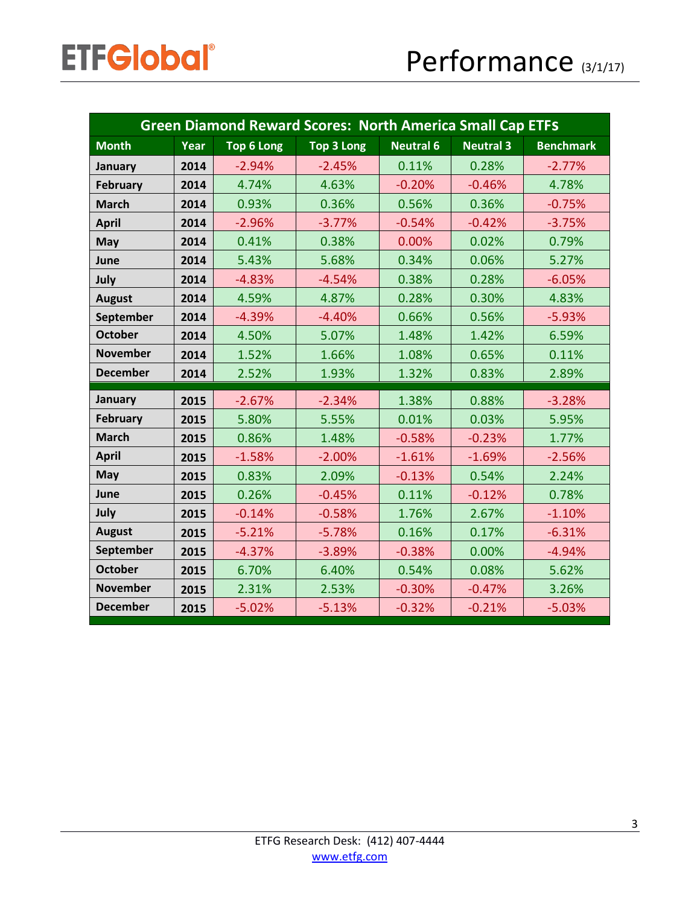# Performance (3/1/17)

| Green Diamond Reward Scores: North America Small Cap ETFs | | | | | | |
|---|---|---|---|---|---|---|
| **Month** | **Year** | **Top 6 Long** | **Top 3 Long** | **Neutral 6** | **Neutral 3** | **Benchmark** |
| **January** | **2014** | -2.94% | -2.45% | 0.11% | 0.28% | -2.77% |
| **February** | **2014** | 4.74% | 4.63% | -0.20% | -0.46% | 4.78% |
| **March** | **2014** | 0.93% | 0.36% | 0.56% | 0.36% | -0.75% |
| **April** | **2014** | -2.96% | -3.77% | -0.54% | -0.42% | -3.75% |
| **May** | **2014** | 0.41% | 0.38% | 0.00% | 0.02% | 0.79% |
| **June** | **2014** | 5.43% | 5.68% | 0.34% | 0.06% | 5.27% |
| **July** | **2014** | -4.83% | -4.54% | 0.38% | 0.28% | -6.05% |
| **August** | **2014** | 4.59% | 4.87% | 0.28% | 0.30% | 4.83% |
| **September** | **2014** | -4.39% | -4.40% | 0.66% | 0.56% | -5.93% |
| **October** | **2014** | 4.50% | 5.07% | 1.48% | 1.42% | 6.59% |
| **November** | **2014** | 1.52% | 1.66% | 1.08% | 0.65% | 0.11% |
| **December** | **2014** | 2.52% | 1.93% | 1.32% | 0.83% | 2.89% |
| **January** | **2015** | -2.67% | -2.34% | 1.38% | 0.88% | -3.28% |
| **February** | **2015** | 5.80% | 5.55% | 0.01% | 0.03% | 5.95% |
| **March** | **2015** | 0.86% | 1.48% | -0.58% | -0.23% | 1.77% |
| **April** | **2015** | -1.58% | -2.00% | -1.61% | -1.69% | -2.56% |
| **May** | **2015** | 0.83% | 2.09% | -0.13% | 0.54% | 2.24% |
| **June** | **2015** | 0.26% | -0.45% | 0.11% | -0.12% | 0.78% |
| **July** | **2015** | -0.14% | -0.58% | 1.76% | 2.67% | -1.10% |
| **August** | **2015** | -5.21% | -5.78% | 0.16% | 0.17% | -6.31% |
| **September** | **2015** | -4.37% | -3.89% | -0.38% | 0.00% | -4.94% |
| **October** | **2015** | 6.70% | 6.40% | 0.54% | 0.08% | 5.62% |
| **November** | **2015** | 2.31% | 2.53% | -0.30% | -0.47% | 3.26% |
| **December** | **2015** | -5.02% | -5.13% | -0.32% | -0.21% | -5.03% |

ETFG Research Desk: (412) 407-4444
www.etfg.com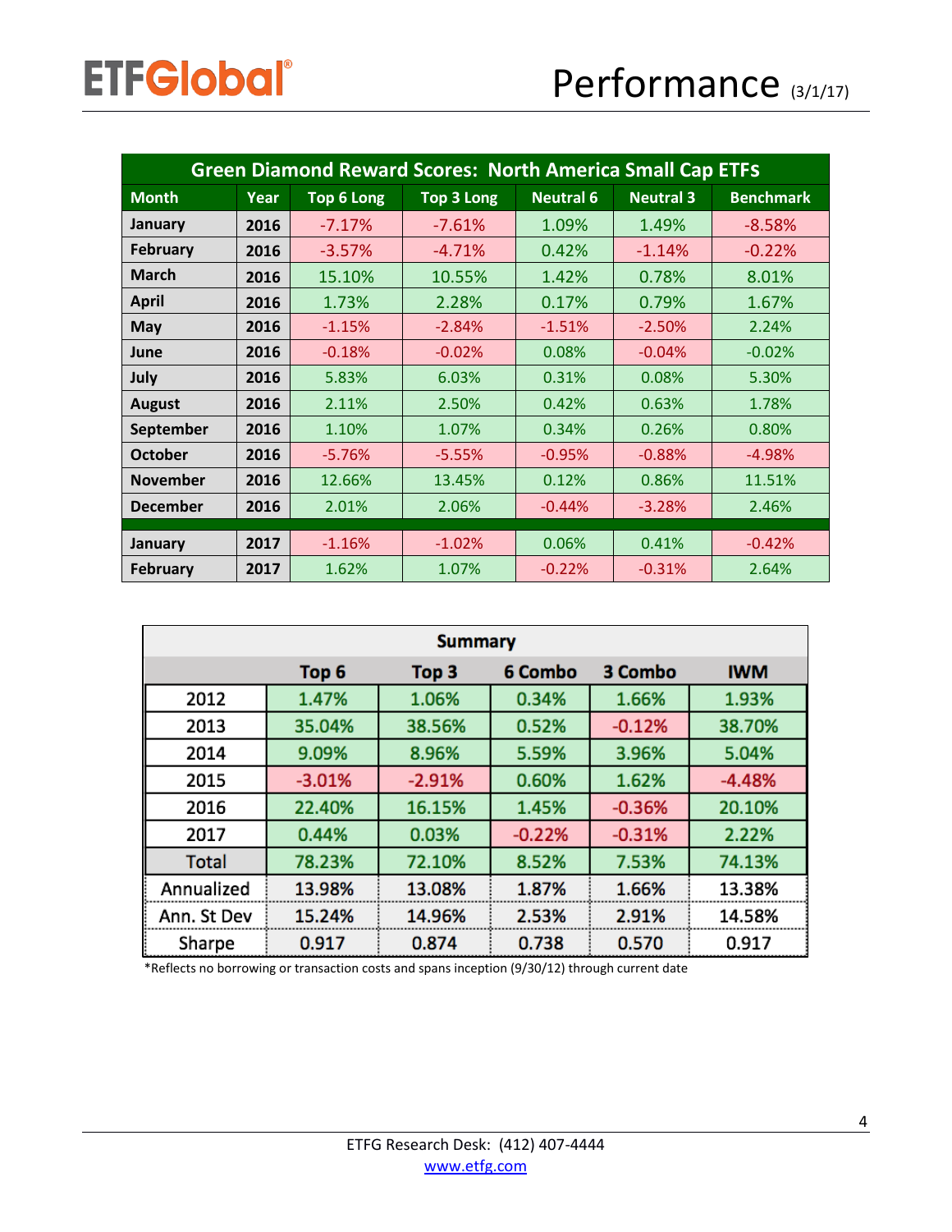# Performance (3/1/17)

| Green Diamond Reward Scores: North America Small Cap ETFs | | | | | | |
|---|---|---|---|---|---|---|
| **Month** | **Year** | **Top 6 Long** | **Top 3 Long** | **Neutral 6** | **Neutral 3** | **Benchmark** |
| January | 2016 | -7.17% | -7.61% | 1.09% | 1.49% | -8.58% |
| February | 2016 | -3.57% | -4.71% | 0.42% | -1.14% | -0.22% |
| March | 2016 | 15.10% | 10.55% | 1.42% | 0.78% | 8.01% |
| April | 2016 | 1.73% | 2.28% | 0.17% | 0.79% | 1.67% |
| May | 2016 | -1.15% | -2.84% | -1.51% | -2.50% | 2.24% |
| June | 2016 | -0.18% | -0.02% | 0.08% | -0.04% | -0.02% |
| July | 2016 | 5.83% | 6.03% | 0.31% | 0.08% | 5.30% |
| August | 2016 | 2.11% | 2.50% | 0.42% | 0.63% | 1.78% |
| September | 2016 | 1.10% | 1.07% | 0.34% | 0.26% | 0.80% |
| October | 2016 | -5.76% | -5.55% | -0.95% | -0.88% | -4.98% |
| November | 2016 | 12.66% | 13.45% | 0.12% | 0.86% | 11.51% |
| December | 2016 | 2.01% | 2.06% | -0.44% | -3.28% | 2.46% |
| January | 2017 | -1.16% | -1.02% | 0.06% | 0.41% | -0.42% |
| February | 2017 | 1.62% | 1.07% | -0.22% | -0.31% | 2.64% |

| Summary | | | | | |
|---|---|---|---|---|---|
| | **Top 6** | **Top 3** | **6 Combo** | **3 Combo** | **IWM** |
| 2012 | 1.47% | 1.06% | 0.34% | 1.66% | 1.93% |
| 2013 | 35.04% | 38.56% | 0.52% | -0.12% | 38.70% |
| 2014 | 9.09% | 8.96% | 5.59% | 3.96% | 5.04% |
| 2015 | -3.01% | -2.91% | 0.60% | 1.62% | -4.48% |
| 2016 | 22.40% | 16.15% | 1.45% | -0.36% | 20.10% |
| 2017 | 0.44% | 0.03% | -0.22% | -0.31% | 2.22% |
| Total | 78.23% | 72.10% | 8.52% | 7.53% | 74.13% |
| Annualized | 13.98% | 13.08% | 1.87% | 1.66% | 13.38% |
| Ann. St Dev | 15.24% | 14.96% | 2.53% | 2.91% | 14.58% |
| Sharpe | 0.917 | 0.874 | 0.738 | 0.570 | 0.917 |

*Reflects no borrowing or transaction costs and spans inception (9/30/12) through current date

ETFG Research Desk: (412) 407-4444
www.etfg.com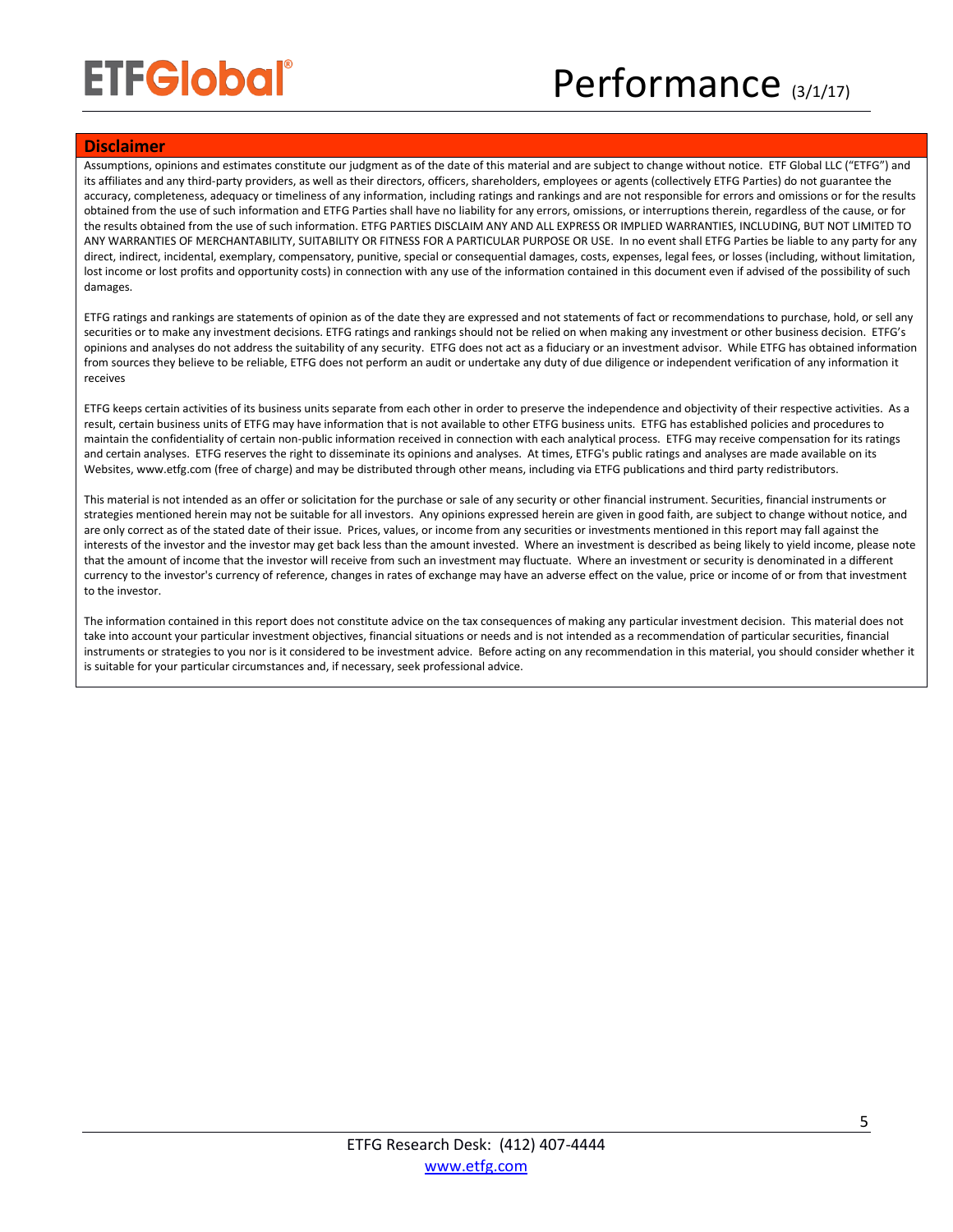## Disclaimer

Assumptions, opinions and estimates constitute our judgment as of the date of this material and are subject to change without notice. ETF Global LLC ("ETFG") and its affiliates and any third-party providers, as well as their directors, officers, shareholders, employees or agents (collectively ETFG Parties) do not guarantee the accuracy, completeness, adequacy or timeliness of any information, including ratings and rankings and are not responsible for errors and omissions or for the results obtained from the use of such information and ETFG Parties shall have no liability for any errors, omissions, or interruptions therein, regardless of the cause, or for the results obtained from the use of such information. ETFG PARTIES DISCLAIM ANY AND ALL EXPRESS OR IMPLIED WARRANTIES, INCLUDING, BUT NOT LIMITED TO ANY WARRANTIES OF MERCHANTABILITY, SUITABILITY OR FITNESS FOR A PARTICULAR PURPOSE OR USE. In no event shall ETFG Parties be liable to any party for any direct, indirect, incidental, exemplary, compensatory, punitive, special or consequential damages, costs, expenses, legal fees, or losses (including, without limitation, lost income or lost profits and opportunity costs) in connection with any use of the information contained in this document even if advised of the possibility of such damages.

ETFG ratings and rankings are statements of opinion as of the date they are expressed and not statements of fact or recommendations to purchase, hold, or sell any securities or to make any investment decisions. ETFG ratings and rankings should not be relied on when making any investment or other business decision. ETFG's opinions and analyses do not address the suitability of any security. ETFG does not act as a fiduciary or an investment advisor. While ETFG has obtained information from sources they believe to be reliable, ETFG does not perform an audit or undertake any duty of due diligence or independent verification of any information it receives

ETFG keeps certain activities of its business units separate from each other in order to preserve the independence and objectivity of their respective activities. As a result, certain business units of ETFG may have information that is not available to other ETFG business units. ETFG has established policies and procedures to maintain the confidentiality of certain non-public information received in connection with each analytical process. ETFG may receive compensation for its ratings and certain analyses. ETFG reserves the right to disseminate its opinions and analyses. At times, ETFG's public ratings and analyses are made available on its Websites, www.etfg.com (free of charge) and may be distributed through other means, including via ETFG publications and third party redistributors.

This material is not intended as an offer or solicitation for the purchase or sale of any security or other financial instrument. Securities, financial instruments or strategies mentioned herein may not be suitable for all investors. Any opinions expressed herein are given in good faith, are subject to change without notice, and are only correct as of the stated date of their issue. Prices, values, or income from any securities or investments mentioned in this report may fall against the interests of the investor and the investor may get back less than the amount invested. Where an investment is described as being likely to yield income, please note that the amount of income that the investor will receive from such an investment may fluctuate. Where an investment or security is denominated in a different currency to the investor's currency of reference, changes in rates of exchange may have an adverse effect on the value, price or income of or from that investment to the investor.

The information contained in this report does not constitute advice on the tax consequences of making any particular investment decision. This material does not take into account your particular investment objectives, financial situations or needs and is not intended as a recommendation of particular securities, financial instruments or strategies to you nor is it considered to be investment advice. Before acting on any recommendation in this material, you should consider whether it is suitable for your particular circumstances and, if necessary, seek professional advice.